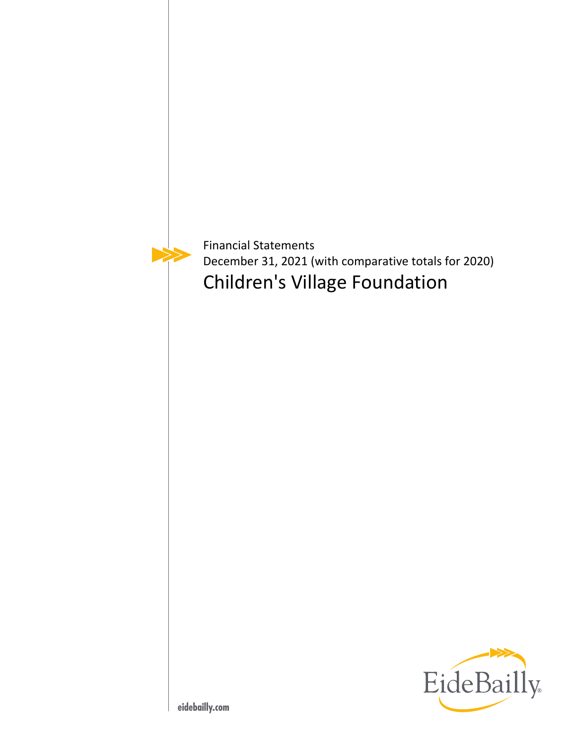Financial Statements

December 31, 2021 (with comparative totals for 2020)

# Children's Village Foundation

EideBailly

eidebailly.com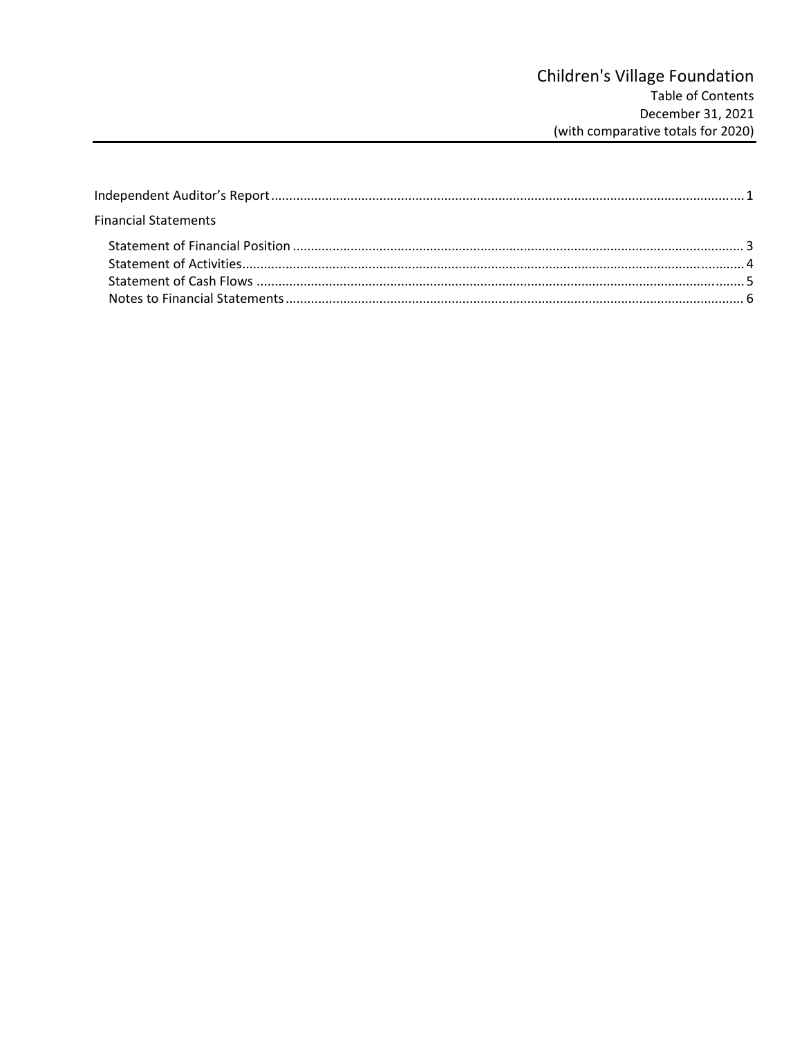# Children's Village Foundation

Table of Contents
December 31, 2021
(with comparative totals for 2020)

| | |
|---|---|
| Independent Auditor's Report | 1 |
| Financial Statements | |
| Statement of Financial Position | 3 |
| Statement of Activities | 4 |
| Statement of Cash Flows | 5 |
| Notes to Financial Statements | 6 |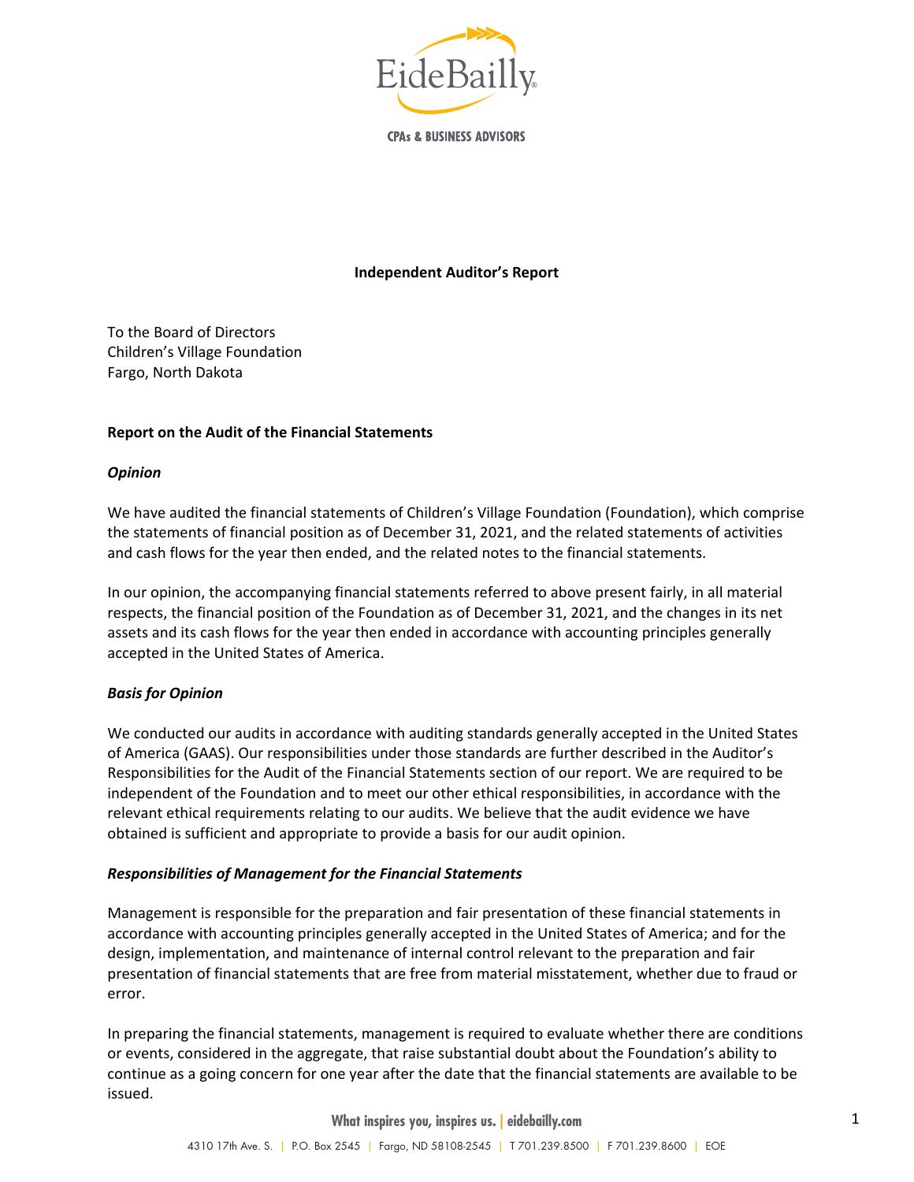EideBailly

CPAs & BUSINESS ADVISORS

**Independent Auditor's Report**

To the Board of Directors
Children's Village Foundation
Fargo, North Dakota

**Report on the Audit of the Financial Statements**

***Opinion***

We have audited the financial statements of Children's Village Foundation (Foundation), which comprise the statements of financial position as of December 31, 2021, and the related statements of activities and cash flows for the year then ended, and the related notes to the financial statements.

In our opinion, the accompanying financial statements referred to above present fairly, in all material respects, the financial position of the Foundation as of December 31, 2021, and the changes in its net assets and its cash flows for the year then ended in accordance with accounting principles generally accepted in the United States of America.

***Basis for Opinion***

We conducted our audits in accordance with auditing standards generally accepted in the United States of America (GAAS). Our responsibilities under those standards are further described in the Auditor's Responsibilities for the Audit of the Financial Statements section of our report. We are required to be independent of the Foundation and to meet our other ethical responsibilities, in accordance with the relevant ethical requirements relating to our audits. We believe that the audit evidence we have obtained is sufficient and appropriate to provide a basis for our audit opinion.

***Responsibilities of Management for the Financial Statements***

Management is responsible for the preparation and fair presentation of these financial statements in accordance with accounting principles generally accepted in the United States of America; and for the design, implementation, and maintenance of internal control relevant to the preparation and fair presentation of financial statements that are free from material misstatement, whether due to fraud or error.

In preparing the financial statements, management is required to evaluate whether there are conditions or events, considered in the aggregate, that raise substantial doubt about the Foundation's ability to continue as a going concern for one year after the date that the financial statements are available to be issued.

What inspires you, inspires us. | eidebailly.com

4310 17th Ave. S. | P.O. Box 2545 | Fargo, ND 58108-2545 | T 701.239.8500 | F 701.239.8600 | EOE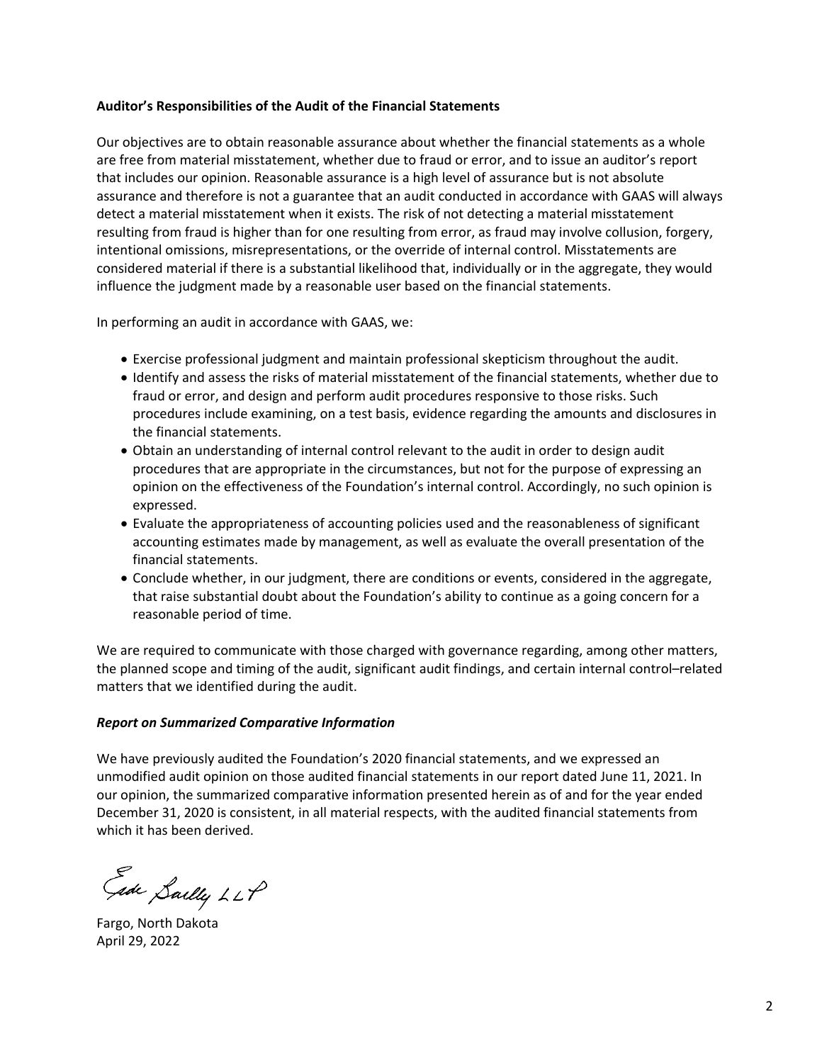**Auditor's Responsibilities of the Audit of the Financial Statements**

Our objectives are to obtain reasonable assurance about whether the financial statements as a whole are free from material misstatement, whether due to fraud or error, and to issue an auditor's report that includes our opinion. Reasonable assurance is a high level of assurance but is not absolute assurance and therefore is not a guarantee that an audit conducted in accordance with GAAS will always detect a material misstatement when it exists. The risk of not detecting a material misstatement resulting from fraud is higher than for one resulting from error, as fraud may involve collusion, forgery, intentional omissions, misrepresentations, or the override of internal control. Misstatements are considered material if there is a substantial likelihood that, individually or in the aggregate, they would influence the judgment made by a reasonable user based on the financial statements.

In performing an audit in accordance with GAAS, we:

- Exercise professional judgment and maintain professional skepticism throughout the audit.
- Identify and assess the risks of material misstatement of the financial statements, whether due to fraud or error, and design and perform audit procedures responsive to those risks. Such procedures include examining, on a test basis, evidence regarding the amounts and disclosures in the financial statements.
- Obtain an understanding of internal control relevant to the audit in order to design audit procedures that are appropriate in the circumstances, but not for the purpose of expressing an opinion on the effectiveness of the Foundation's internal control. Accordingly, no such opinion is expressed.
- Evaluate the appropriateness of accounting policies used and the reasonableness of significant accounting estimates made by management, as well as evaluate the overall presentation of the financial statements.
- Conclude whether, in our judgment, there are conditions or events, considered in the aggregate, that raise substantial doubt about the Foundation's ability to continue as a going concern for a reasonable period of time.

We are required to communicate with those charged with governance regarding, among other matters, the planned scope and timing of the audit, significant audit findings, and certain internal control–related matters that we identified during the audit.

***Report on Summarized Comparative Information***

We have previously audited the Foundation's 2020 financial statements, and we expressed an unmodified audit opinion on those audited financial statements in our report dated June 11, 2021. In our opinion, the summarized comparative information presented herein as of and for the year ended December 31, 2020 is consistent, in all material respects, with the audited financial statements from which it has been derived.

Eide Bailly LLP

Fargo, North Dakota
April 29, 2022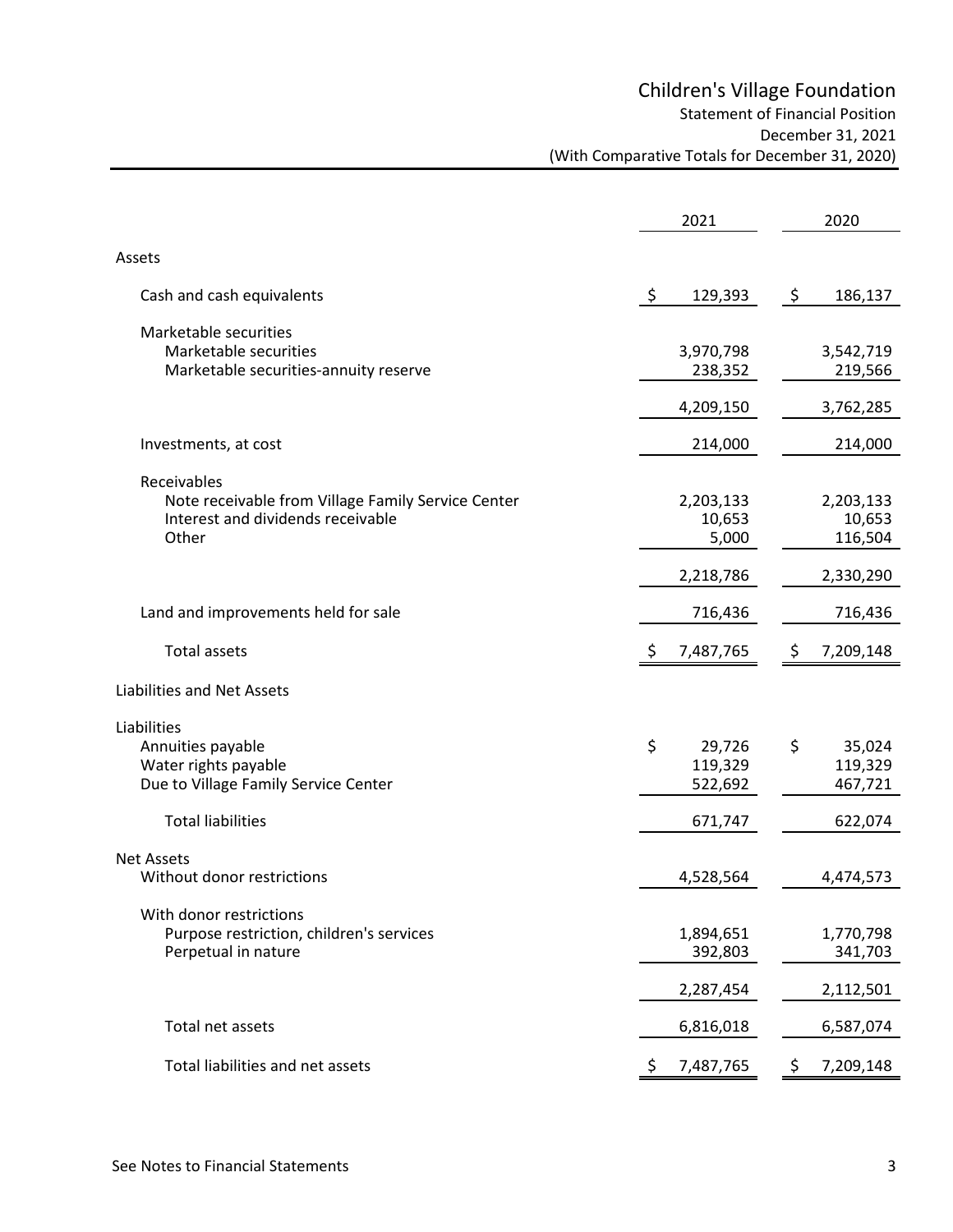# Children's Village Foundation

Statement of Financial Position
December 31, 2021
(With Comparative Totals for December 31, 2020)

| | 2021 | 2020 |
|---|---|---|
| **Assets** | | |
| Cash and cash equivalents | $ 129,393 | $ 186,137 |
| Marketable securities | | |
| Marketable securities | 3,970,798 | 3,542,719 |
| Marketable securities-annuity reserve | 238,352 | 219,566 |
| | 4,209,150 | 3,762,285 |
| Investments, at cost | 214,000 | 214,000 |
| Receivables | | |
| Note receivable from Village Family Service Center | 2,203,133 | 2,203,133 |
| Interest and dividends receivable | 10,653 | 10,653 |
| Other | 5,000 | 116,504 |
| | 2,218,786 | 2,330,290 |
| Land and improvements held for sale | 716,436 | 716,436 |
| Total assets | $ 7,487,765 | $ 7,209,148 |
| **Liabilities and Net Assets** | | |
| Liabilities | | |
| Annuities payable | $ 29,726 | $ 35,024 |
| Water rights payable | 119,329 | 119,329 |
| Due to Village Family Service Center | 522,692 | 467,721 |
| Total liabilities | 671,747 | 622,074 |
| Net Assets | | |
| Without donor restrictions | 4,528,564 | 4,474,573 |
| With donor restrictions | | |
| Purpose restriction, children's services | 1,894,651 | 1,770,798 |
| Perpetual in nature | 392,803 | 341,703 |
| | 2,287,454 | 2,112,501 |
| Total net assets | 6,816,018 | 6,587,074 |
| Total liabilities and net assets | $ 7,487,765 | $ 7,209,148 |

See Notes to Financial Statements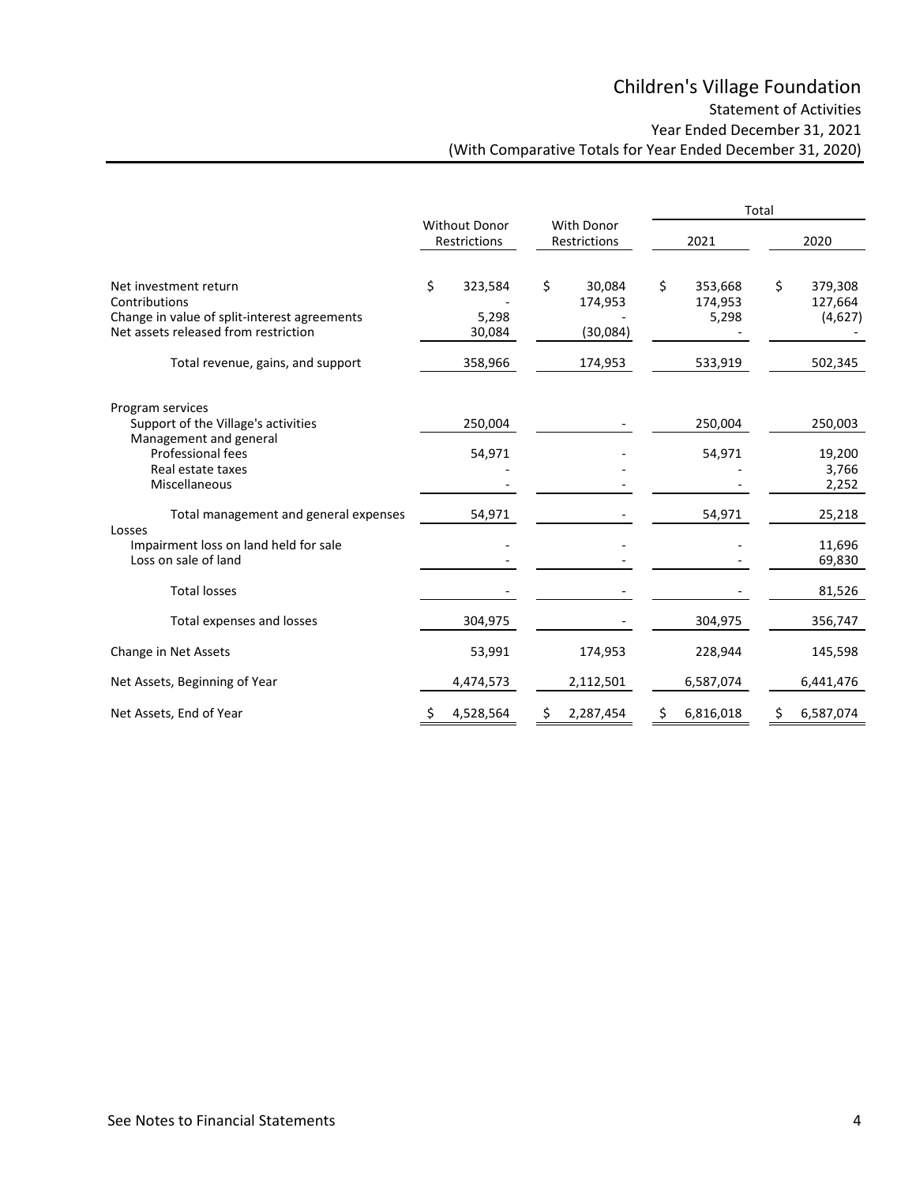# Children's Village Foundation

## Statement of Activities

### Year Ended December 31, 2021

### (With Comparative Totals for Year Ended December 31, 2020)

| | Without Donor Restrictions | With Donor Restrictions | Total 2021 | Total 2020 |
|---|---|---|---|---|
| Net investment return | $ 323,584 | $ 30,084 | $ 353,668 | $ 379,308 |
| Contributions | - | 174,953 | 174,953 | 127,664 |
| Change in value of split-interest agreements | 5,298 | - | 5,298 | (4,627) |
| Net assets released from restriction | 30,084 | (30,084) | - | - |
| Total revenue, gains, and support | 358,966 | 174,953 | 533,919 | 502,345 |
| Program services | | | | |
| Support of the Village's activities | 250,004 | - | 250,004 | 250,003 |
| Management and general | | | | |
| Professional fees | 54,971 | - | 54,971 | 19,200 |
| Real estate taxes | - | - | - | 3,766 |
| Miscellaneous | - | - | - | 2,252 |
| Total management and general expenses | 54,971 | - | 54,971 | 25,218 |
| Losses | | | | |
| Impairment loss on land held for sale | - | - | - | 11,696 |
| Loss on sale of land | - | - | - | 69,830 |
| Total losses | - | - | - | 81,526 |
| Total expenses and losses | 304,975 | - | 304,975 | 356,747 |
| Change in Net Assets | 53,991 | 174,953 | 228,944 | 145,598 |
| Net Assets, Beginning of Year | 4,474,573 | 2,112,501 | 6,587,074 | 6,441,476 |
| Net Assets, End of Year | $ 4,528,564 | $ 2,287,454 | $ 6,816,018 | $ 6,587,074 |

See Notes to Financial Statements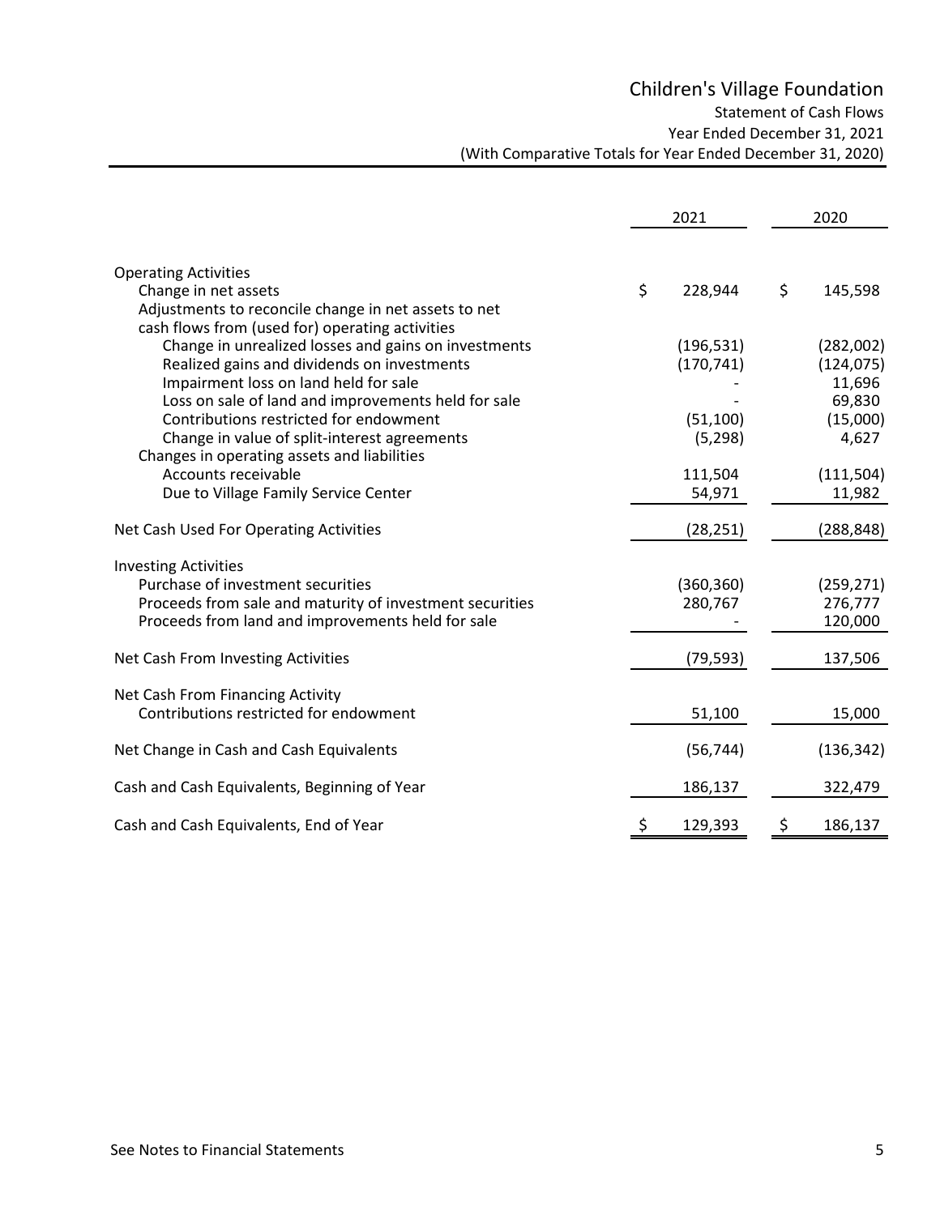# Children's Village Foundation

## Statement of Cash Flows

### Year Ended December 31, 2021

### (With Comparative Totals for Year Ended December 31, 2020)

| | 2021 | 2020 |
|---|---|---|
| **Operating Activities** | | |
| Change in net assets | $ 228,944 | $ 145,598 |
| Adjustments to reconcile change in net assets to net cash flows from (used for) operating activities | | |
| Change in unrealized losses and gains on investments | (196,531) | (282,002) |
| Realized gains and dividends on investments | (170,741) | (124,075) |
| Impairment loss on land held for sale | - | 11,696 |
| Loss on sale of land and improvements held for sale | - | 69,830 |
| Contributions restricted for endowment | (51,100) | (15,000) |
| Change in value of split-interest agreements | (5,298) | 4,627 |
| Changes in operating assets and liabilities | | |
| Accounts receivable | 111,504 | (111,504) |
| Due to Village Family Service Center | 54,971 | 11,982 |
| Net Cash Used For Operating Activities | (28,251) | (288,848) |
| **Investing Activities** | | |
| Purchase of investment securities | (360,360) | (259,271) |
| Proceeds from sale and maturity of investment securities | 280,767 | 276,777 |
| Proceeds from land and improvements held for sale | - | 120,000 |
| Net Cash From Investing Activities | (79,593) | 137,506 |
| **Net Cash From Financing Activity** | | |
| Contributions restricted for endowment | 51,100 | 15,000 |
| Net Change in Cash and Cash Equivalents | (56,744) | (136,342) |
| Cash and Cash Equivalents, Beginning of Year | 186,137 | 322,479 |
| Cash and Cash Equivalents, End of Year | $ 129,393 | $ 186,137 |

See Notes to Financial Statements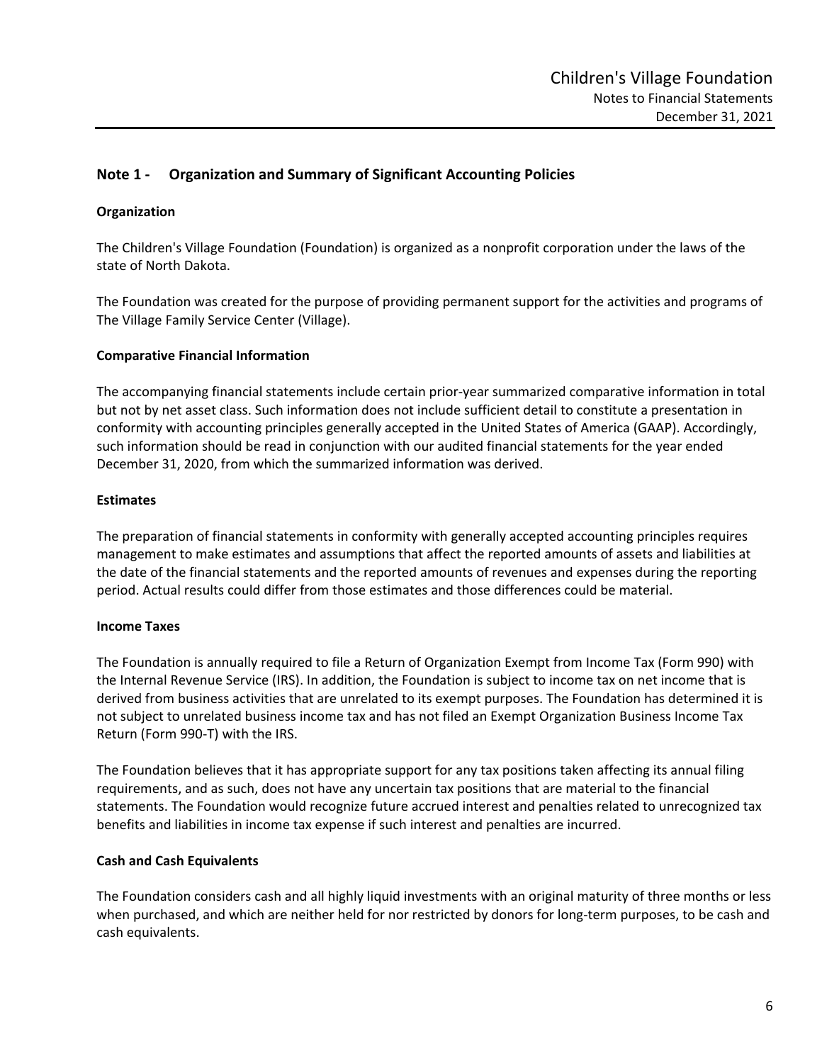## Note 1 - Organization and Summary of Significant Accounting Policies

### Organization

The Children's Village Foundation (Foundation) is organized as a nonprofit corporation under the laws of the state of North Dakota.

The Foundation was created for the purpose of providing permanent support for the activities and programs of The Village Family Service Center (Village).

### Comparative Financial Information

The accompanying financial statements include certain prior-year summarized comparative information in total but not by net asset class. Such information does not include sufficient detail to constitute a presentation in conformity with accounting principles generally accepted in the United States of America (GAAP). Accordingly, such information should be read in conjunction with our audited financial statements for the year ended December 31, 2020, from which the summarized information was derived.

### Estimates

The preparation of financial statements in conformity with generally accepted accounting principles requires management to make estimates and assumptions that affect the reported amounts of assets and liabilities at the date of the financial statements and the reported amounts of revenues and expenses during the reporting period. Actual results could differ from those estimates and those differences could be material.

### Income Taxes

The Foundation is annually required to file a Return of Organization Exempt from Income Tax (Form 990) with the Internal Revenue Service (IRS). In addition, the Foundation is subject to income tax on net income that is derived from business activities that are unrelated to its exempt purposes. The Foundation has determined it is not subject to unrelated business income tax and has not filed an Exempt Organization Business Income Tax Return (Form 990-T) with the IRS.

The Foundation believes that it has appropriate support for any tax positions taken affecting its annual filing requirements, and as such, does not have any uncertain tax positions that are material to the financial statements. The Foundation would recognize future accrued interest and penalties related to unrecognized tax benefits and liabilities in income tax expense if such interest and penalties are incurred.

### Cash and Cash Equivalents

The Foundation considers cash and all highly liquid investments with an original maturity of three months or less when purchased, and which are neither held for nor restricted by donors for long-term purposes, to be cash and cash equivalents.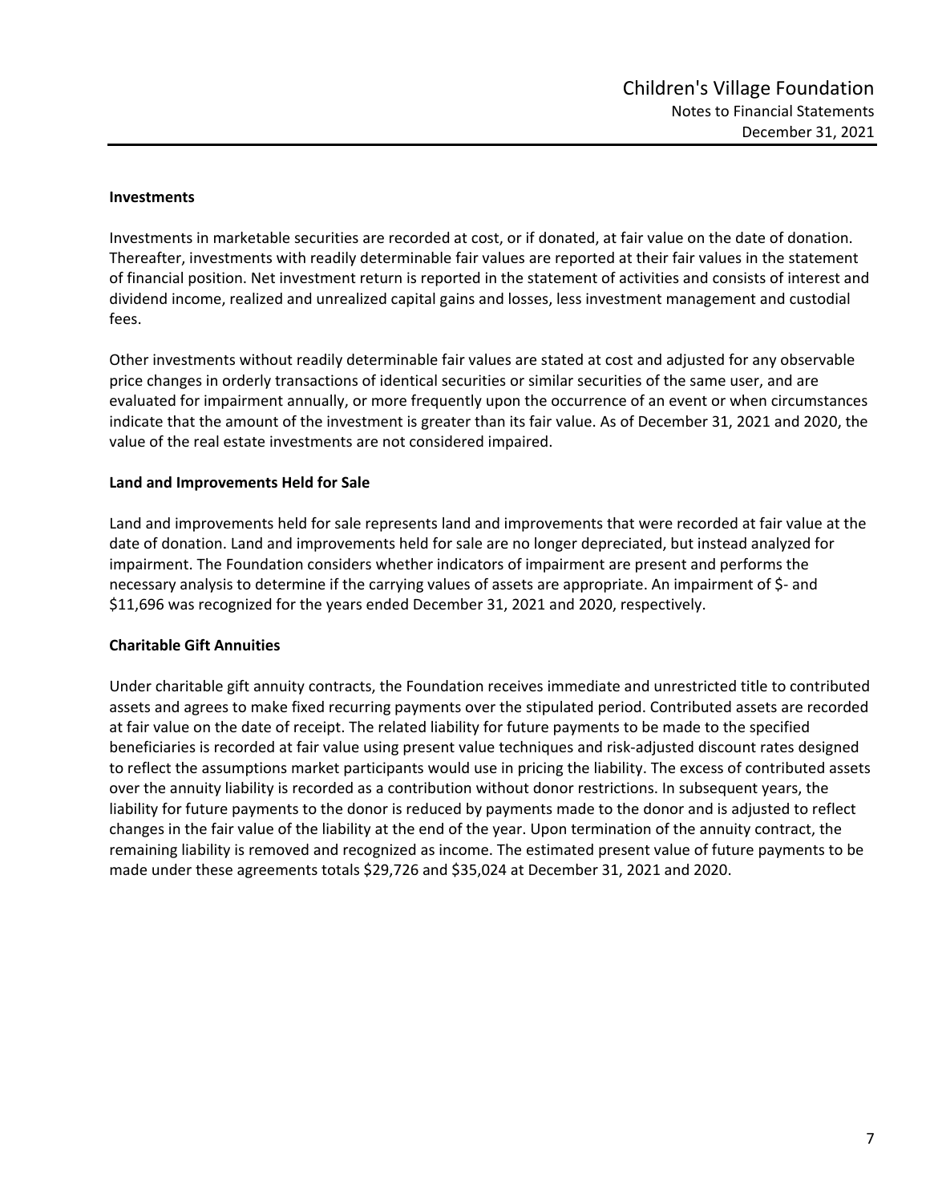**Investments**

Investments in marketable securities are recorded at cost, or if donated, at fair value on the date of donation. Thereafter, investments with readily determinable fair values are reported at their fair values in the statement of financial position. Net investment return is reported in the statement of activities and consists of interest and dividend income, realized and unrealized capital gains and losses, less investment management and custodial fees.

Other investments without readily determinable fair values are stated at cost and adjusted for any observable price changes in orderly transactions of identical securities or similar securities of the same user, and are evaluated for impairment annually, or more frequently upon the occurrence of an event or when circumstances indicate that the amount of the investment is greater than its fair value. As of December 31, 2021 and 2020, the value of the real estate investments are not considered impaired.

**Land and Improvements Held for Sale**

Land and improvements held for sale represents land and improvements that were recorded at fair value at the date of donation. Land and improvements held for sale are no longer depreciated, but instead analyzed for impairment. The Foundation considers whether indicators of impairment are present and performs the necessary analysis to determine if the carrying values of assets are appropriate. An impairment of $- and $11,696 was recognized for the years ended December 31, 2021 and 2020, respectively.

**Charitable Gift Annuities**

Under charitable gift annuity contracts, the Foundation receives immediate and unrestricted title to contributed assets and agrees to make fixed recurring payments over the stipulated period. Contributed assets are recorded at fair value on the date of receipt. The related liability for future payments to be made to the specified beneficiaries is recorded at fair value using present value techniques and risk-adjusted discount rates designed to reflect the assumptions market participants would use in pricing the liability. The excess of contributed assets over the annuity liability is recorded as a contribution without donor restrictions. In subsequent years, the liability for future payments to the donor is reduced by payments made to the donor and is adjusted to reflect changes in the fair value of the liability at the end of the year. Upon termination of the annuity contract, the remaining liability is removed and recognized as income. The estimated present value of future payments to be made under these agreements totals $29,726 and $35,024 at December 31, 2021 and 2020.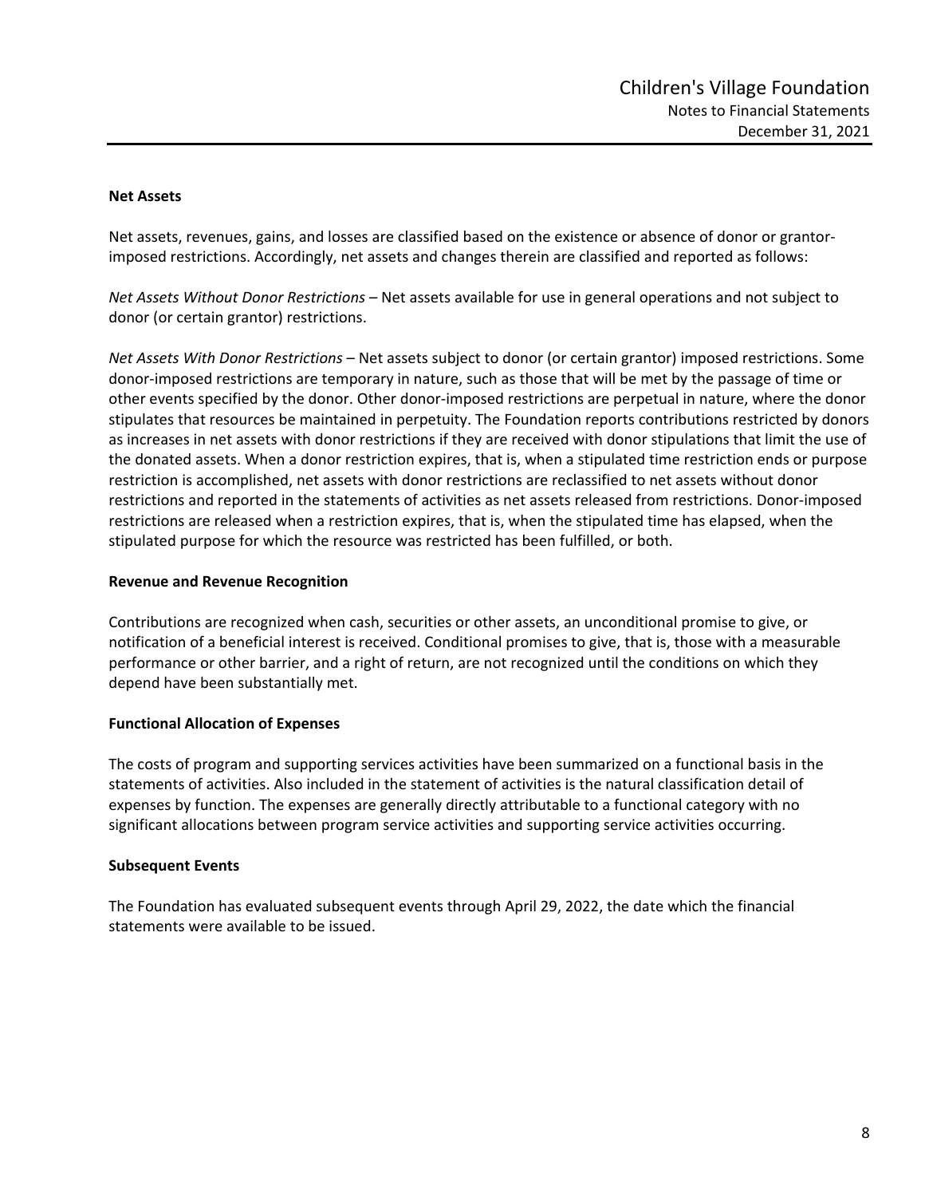### Net Assets

Net assets, revenues, gains, and losses are classified based on the existence or absence of donor or grantor-imposed restrictions. Accordingly, net assets and changes therein are classified and reported as follows:

*Net Assets Without Donor Restrictions* – Net assets available for use in general operations and not subject to donor (or certain grantor) restrictions.

*Net Assets With Donor Restrictions* – Net assets subject to donor (or certain grantor) imposed restrictions. Some donor-imposed restrictions are temporary in nature, such as those that will be met by the passage of time or other events specified by the donor. Other donor-imposed restrictions are perpetual in nature, where the donor stipulates that resources be maintained in perpetuity. The Foundation reports contributions restricted by donors as increases in net assets with donor restrictions if they are received with donor stipulations that limit the use of the donated assets. When a donor restriction expires, that is, when a stipulated time restriction ends or purpose restriction is accomplished, net assets with donor restrictions are reclassified to net assets without donor restrictions and reported in the statements of activities as net assets released from restrictions. Donor-imposed restrictions are released when a restriction expires, that is, when the stipulated time has elapsed, when the stipulated purpose for which the resource was restricted has been fulfilled, or both.

### Revenue and Revenue Recognition

Contributions are recognized when cash, securities or other assets, an unconditional promise to give, or notification of a beneficial interest is received. Conditional promises to give, that is, those with a measurable performance or other barrier, and a right of return, are not recognized until the conditions on which they depend have been substantially met.

### Functional Allocation of Expenses

The costs of program and supporting services activities have been summarized on a functional basis in the statements of activities. Also included in the statement of activities is the natural classification detail of expenses by function. The expenses are generally directly attributable to a functional category with no significant allocations between program service activities and supporting service activities occurring.

### Subsequent Events

The Foundation has evaluated subsequent events through April 29, 2022, the date which the financial statements were available to be issued.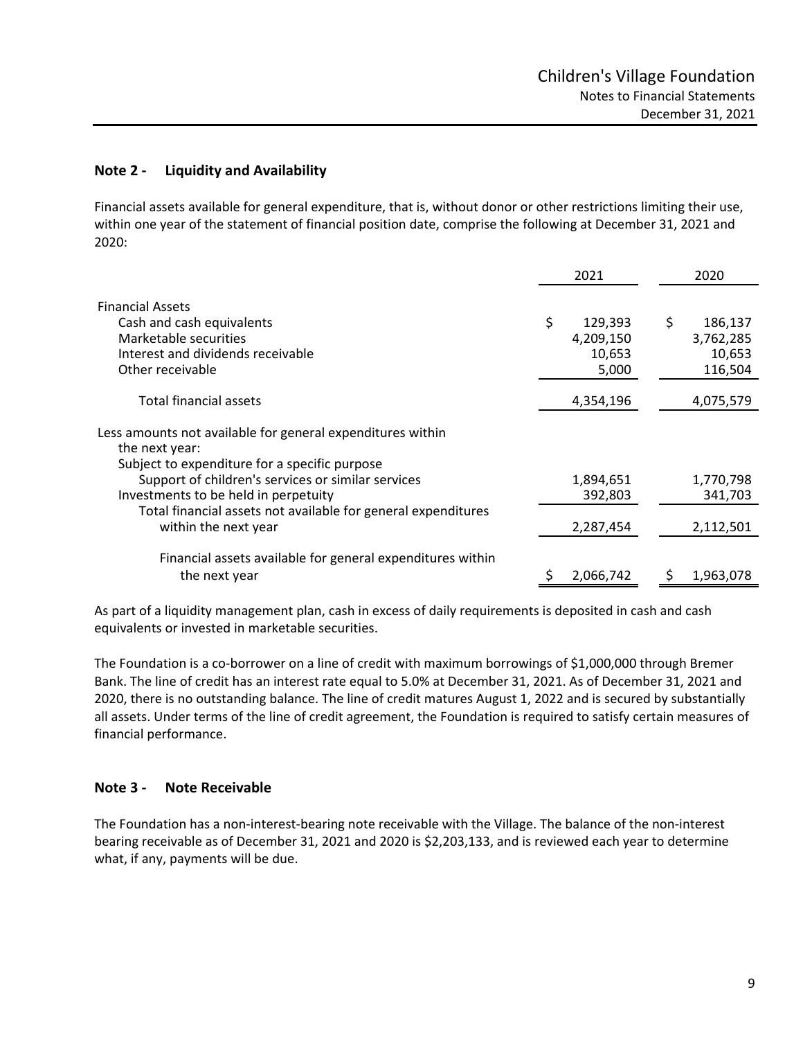## Note 2 - Liquidity and Availability

Financial assets available for general expenditure, that is, without donor or other restrictions limiting their use, within one year of the statement of financial position date, comprise the following at December 31, 2021 and 2020:

| | 2021 | 2020 |
|---|---|---|
| Financial Assets | | |
| Cash and cash equivalents | $ 129,393 | $ 186,137 |
| Marketable securities | 4,209,150 | 3,762,285 |
| Interest and dividends receivable | 10,653 | 10,653 |
| Other receivable | 5,000 | 116,504 |
| Total financial assets | 4,354,196 | 4,075,579 |
| Less amounts not available for general expenditures within the next year: | | |
| Subject to expenditure for a specific purpose | | |
| Support of children's services or similar services | 1,894,651 | 1,770,798 |
| Investments to be held in perpetuity | 392,803 | 341,703 |
| Total financial assets not available for general expenditures within the next year | 2,287,454 | 2,112,501 |
| Financial assets available for general expenditures within the next year | $ 2,066,742 | $ 1,963,078 |

As part of a liquidity management plan, cash in excess of daily requirements is deposited in cash and cash equivalents or invested in marketable securities.

The Foundation is a co-borrower on a line of credit with maximum borrowings of $1,000,000 through Bremer Bank. The line of credit has an interest rate equal to 5.0% at December 31, 2021. As of December 31, 2021 and 2020, there is no outstanding balance. The line of credit matures August 1, 2022 and is secured by substantially all assets. Under terms of the line of credit agreement, the Foundation is required to satisfy certain measures of financial performance.

## Note 3 - Note Receivable

The Foundation has a non-interest-bearing note receivable with the Village. The balance of the non-interest bearing receivable as of December 31, 2021 and 2020 is $2,203,133, and is reviewed each year to determine what, if any, payments will be due.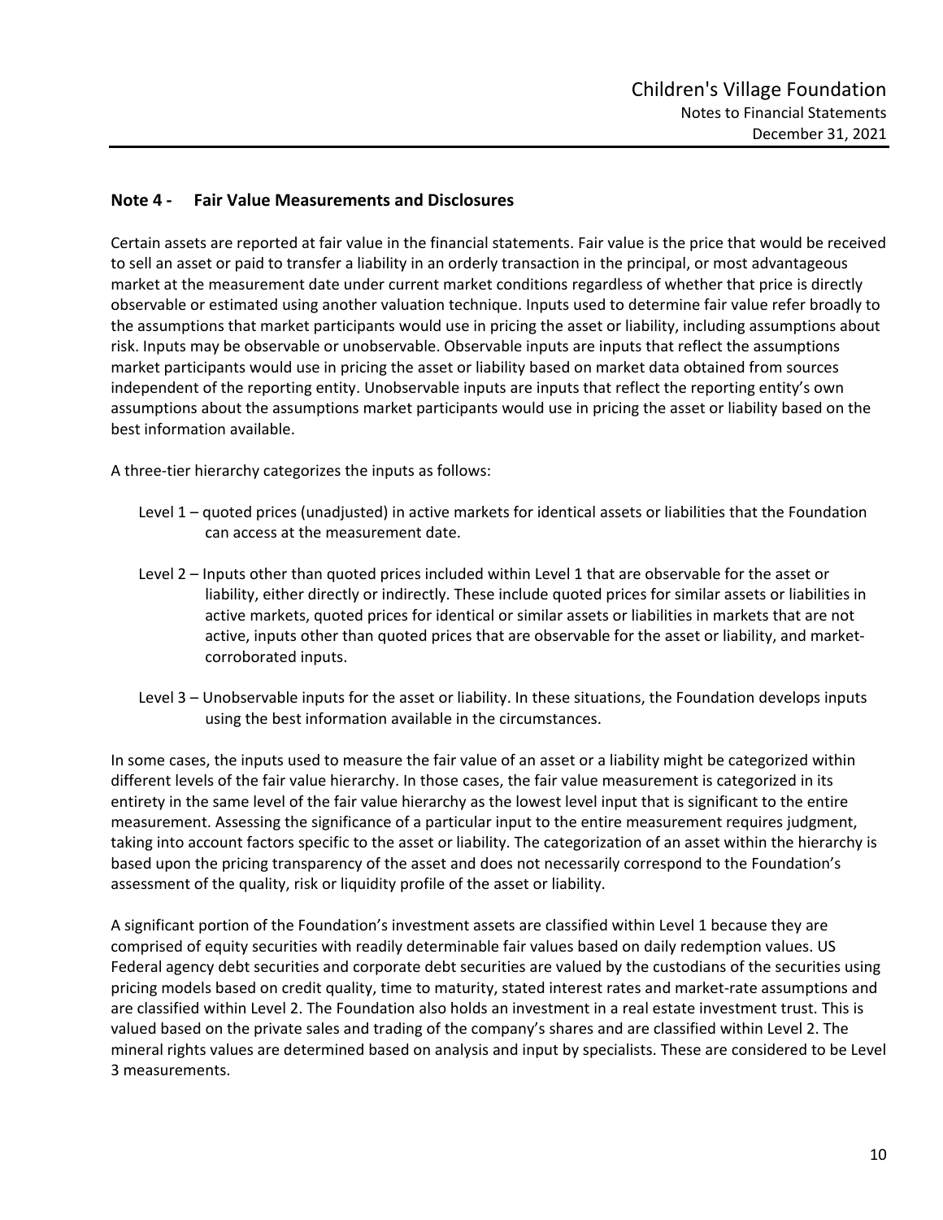## Note 4 - Fair Value Measurements and Disclosures

Certain assets are reported at fair value in the financial statements. Fair value is the price that would be received to sell an asset or paid to transfer a liability in an orderly transaction in the principal, or most advantageous market at the measurement date under current market conditions regardless of whether that price is directly observable or estimated using another valuation technique. Inputs used to determine fair value refer broadly to the assumptions that market participants would use in pricing the asset or liability, including assumptions about risk. Inputs may be observable or unobservable. Observable inputs are inputs that reflect the assumptions market participants would use in pricing the asset or liability based on market data obtained from sources independent of the reporting entity. Unobservable inputs are inputs that reflect the reporting entity's own assumptions about the assumptions market participants would use in pricing the asset or liability based on the best information available.

A three-tier hierarchy categorizes the inputs as follows:

Level 1 – quoted prices (unadjusted) in active markets for identical assets or liabilities that the Foundation can access at the measurement date.

Level 2 – Inputs other than quoted prices included within Level 1 that are observable for the asset or liability, either directly or indirectly. These include quoted prices for similar assets or liabilities in active markets, quoted prices for identical or similar assets or liabilities in markets that are not active, inputs other than quoted prices that are observable for the asset or liability, and market-corroborated inputs.

Level 3 – Unobservable inputs for the asset or liability. In these situations, the Foundation develops inputs using the best information available in the circumstances.

In some cases, the inputs used to measure the fair value of an asset or a liability might be categorized within different levels of the fair value hierarchy. In those cases, the fair value measurement is categorized in its entirety in the same level of the fair value hierarchy as the lowest level input that is significant to the entire measurement. Assessing the significance of a particular input to the entire measurement requires judgment, taking into account factors specific to the asset or liability. The categorization of an asset within the hierarchy is based upon the pricing transparency of the asset and does not necessarily correspond to the Foundation's assessment of the quality, risk or liquidity profile of the asset or liability.

A significant portion of the Foundation's investment assets are classified within Level 1 because they are comprised of equity securities with readily determinable fair values based on daily redemption values. US Federal agency debt securities and corporate debt securities are valued by the custodians of the securities using pricing models based on credit quality, time to maturity, stated interest rates and market-rate assumptions and are classified within Level 2. The Foundation also holds an investment in a real estate investment trust. This is valued based on the private sales and trading of the company's shares and are classified within Level 2. The mineral rights values are determined based on analysis and input by specialists. These are considered to be Level 3 measurements.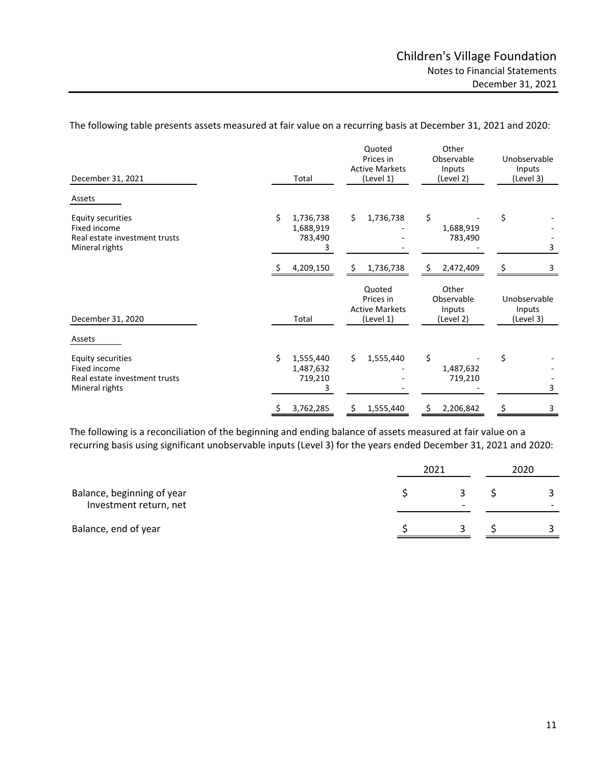The following table presents assets measured at fair value on a recurring basis at December 31, 2021 and 2020:

| December 31, 2021 | Total | Quoted Prices in Active Markets (Level 1) | Other Observable Inputs (Level 2) | Unobservable Inputs (Level 3) |
|---|---|---|---|---|
| **Assets** | | | | |
| Equity securities | $ 1,736,738 | $ 1,736,738 | $ - | $ - |
| Fixed income | 1,688,919 | - | 1,688,919 | - |
| Real estate investment trusts | 783,490 | - | 783,490 | - |
| Mineral rights | 3 | - | - | 3 |
| | $ 4,209,150 | $ 1,736,738 | $ 2,472,409 | $ 3 |

| December 31, 2020 | Total | Quoted Prices in Active Markets (Level 1) | Other Observable Inputs (Level 2) | Unobservable Inputs (Level 3) |
|---|---|---|---|---|
| **Assets** | | | | |
| Equity securities | $ 1,555,440 | $ 1,555,440 | $ - | $ - |
| Fixed income | 1,487,632 | - | 1,487,632 | - |
| Real estate investment trusts | 719,210 | - | 719,210 | - |
| Mineral rights | 3 | - | - | 3 |
| | $ 3,762,285 | $ 1,555,440 | $ 2,206,842 | $ 3 |

The following is a reconciliation of the beginning and ending balance of assets measured at fair value on a recurring basis using significant unobservable inputs (Level 3) for the years ended December 31, 2021 and 2020:

| | 2021 | 2020 |
|---|---|---|
| Balance, beginning of year | $ 3 | $ 3 |
| Investment return, net | - | - |
| Balance, end of year | $ 3 | $ 3 |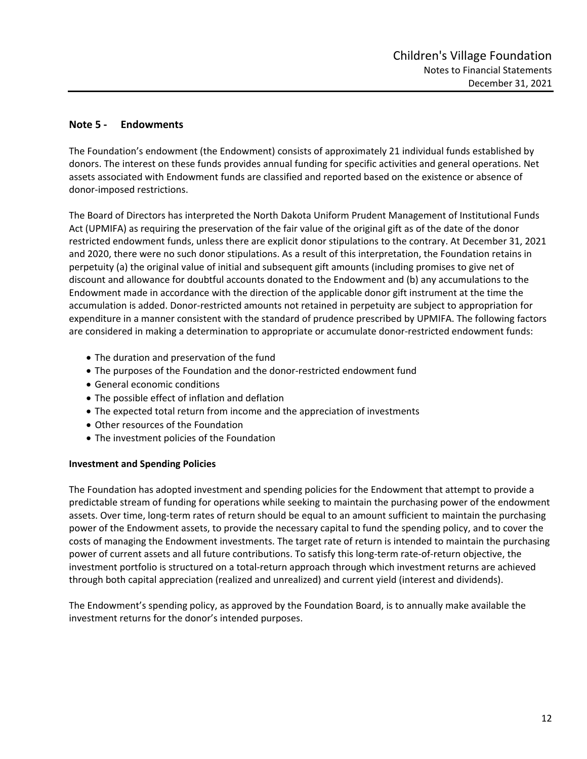## Note 5 - Endowments

The Foundation's endowment (the Endowment) consists of approximately 21 individual funds established by donors. The interest on these funds provides annual funding for specific activities and general operations. Net assets associated with Endowment funds are classified and reported based on the existence or absence of donor-imposed restrictions.

The Board of Directors has interpreted the North Dakota Uniform Prudent Management of Institutional Funds Act (UPMIFA) as requiring the preservation of the fair value of the original gift as of the date of the donor restricted endowment funds, unless there are explicit donor stipulations to the contrary. At December 31, 2021 and 2020, there were no such donor stipulations. As a result of this interpretation, the Foundation retains in perpetuity (a) the original value of initial and subsequent gift amounts (including promises to give net of discount and allowance for doubtful accounts donated to the Endowment and (b) any accumulations to the Endowment made in accordance with the direction of the applicable donor gift instrument at the time the accumulation is added. Donor-restricted amounts not retained in perpetuity are subject to appropriation for expenditure in a manner consistent with the standard of prudence prescribed by UPMIFA. The following factors are considered in making a determination to appropriate or accumulate donor-restricted endowment funds:

- The duration and preservation of the fund
- The purposes of the Foundation and the donor-restricted endowment fund
- General economic conditions
- The possible effect of inflation and deflation
- The expected total return from income and the appreciation of investments
- Other resources of the Foundation
- The investment policies of the Foundation

**Investment and Spending Policies**

The Foundation has adopted investment and spending policies for the Endowment that attempt to provide a predictable stream of funding for operations while seeking to maintain the purchasing power of the endowment assets. Over time, long-term rates of return should be equal to an amount sufficient to maintain the purchasing power of the Endowment assets, to provide the necessary capital to fund the spending policy, and to cover the costs of managing the Endowment investments. The target rate of return is intended to maintain the purchasing power of current assets and all future contributions. To satisfy this long-term rate-of-return objective, the investment portfolio is structured on a total-return approach through which investment returns are achieved through both capital appreciation (realized and unrealized) and current yield (interest and dividends).

The Endowment's spending policy, as approved by the Foundation Board, is to annually make available the investment returns for the donor's intended purposes.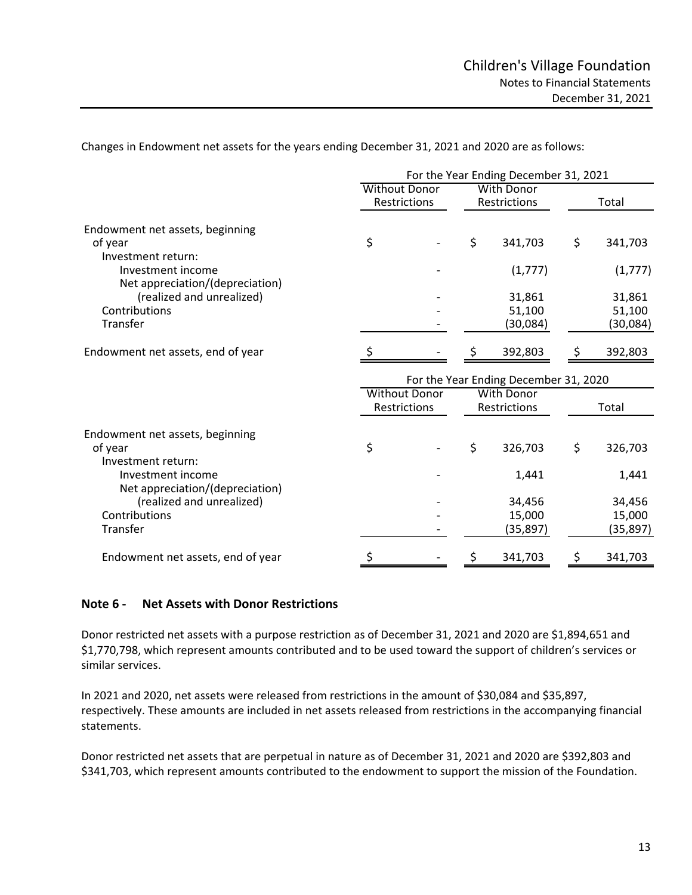Changes in Endowment net assets for the years ending December 31, 2021 and 2020 are as follows:

| | For the Year Ending December 31, 2021 | | |
|---|---|---|---|
| | Without Donor Restrictions | With Donor Restrictions | Total |
| Endowment net assets, beginning of year | $ - | $ 341,703 | $ 341,703 |
| Investment return: | | | |
| Investment income | - | (1,777) | (1,777) |
| Net appreciation/(depreciation) (realized and unrealized) | - | 31,861 | 31,861 |
| Contributions | - | 51,100 | 51,100 |
| Transfer | - | (30,084) | (30,084) |
| Endowment net assets, end of year | $ - | $ 392,803 | $ 392,803 |

| | For the Year Ending December 31, 2020 | | |
|---|---|---|---|
| | Without Donor Restrictions | With Donor Restrictions | Total |
| Endowment net assets, beginning of year | $ - | $ 326,703 | $ 326,703 |
| Investment return: | | | |
| Investment income | - | 1,441 | 1,441 |
| Net appreciation/(depreciation) (realized and unrealized) | - | 34,456 | 34,456 |
| Contributions | - | 15,000 | 15,000 |
| Transfer | - | (35,897) | (35,897) |
| Endowment net assets, end of year | $ - | $ 341,703 | $ 341,703 |

## Note 6 - Net Assets with Donor Restrictions

Donor restricted net assets with a purpose restriction as of December 31, 2021 and 2020 are $1,894,651 and $1,770,798, which represent amounts contributed and to be used toward the support of children's services or similar services.

In 2021 and 2020, net assets were released from restrictions in the amount of $30,084 and $35,897, respectively. These amounts are included in net assets released from restrictions in the accompanying financial statements.

Donor restricted net assets that are perpetual in nature as of December 31, 2021 and 2020 are $392,803 and $341,703, which represent amounts contributed to the endowment to support the mission of the Foundation.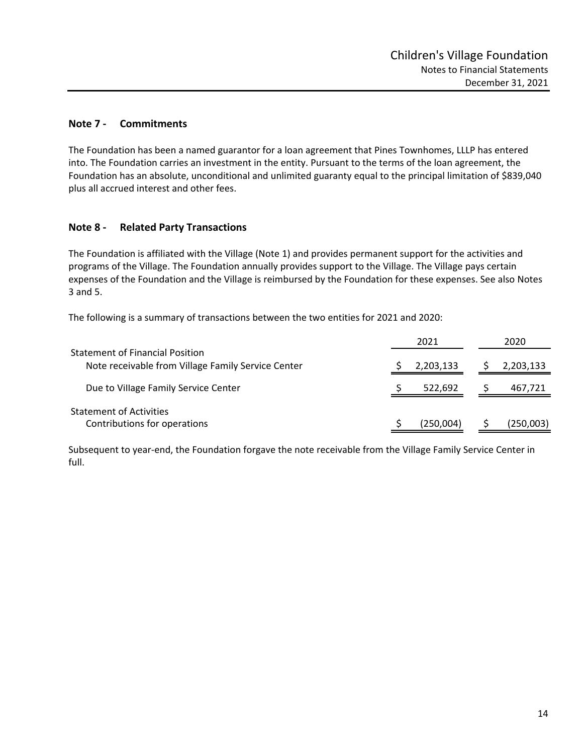## Note 7 - Commitments

The Foundation has been a named guarantor for a loan agreement that Pines Townhomes, LLLP has entered into. The Foundation carries an investment in the entity. Pursuant to the terms of the loan agreement, the Foundation has an absolute, unconditional and unlimited guaranty equal to the principal limitation of $839,040 plus all accrued interest and other fees.

## Note 8 - Related Party Transactions

The Foundation is affiliated with the Village (Note 1) and provides permanent support for the activities and programs of the Village. The Foundation annually provides support to the Village. The Village pays certain expenses of the Foundation and the Village is reimbursed by the Foundation for these expenses. See also Notes 3 and 5.

The following is a summary of transactions between the two entities for 2021 and 2020:

| | 2021 | 2020 |
|---|---|---|
| Statement of Financial Position | | |
| Note receivable from Village Family Service Center | $ 2,203,133 | $ 2,203,133 |
| Due to Village Family Service Center | $ 522,692 | $ 467,721 |
| Statement of Activities | | |
| Contributions for operations | $ (250,004) | $ (250,003) |

Subsequent to year-end, the Foundation forgave the note receivable from the Village Family Service Center in full.